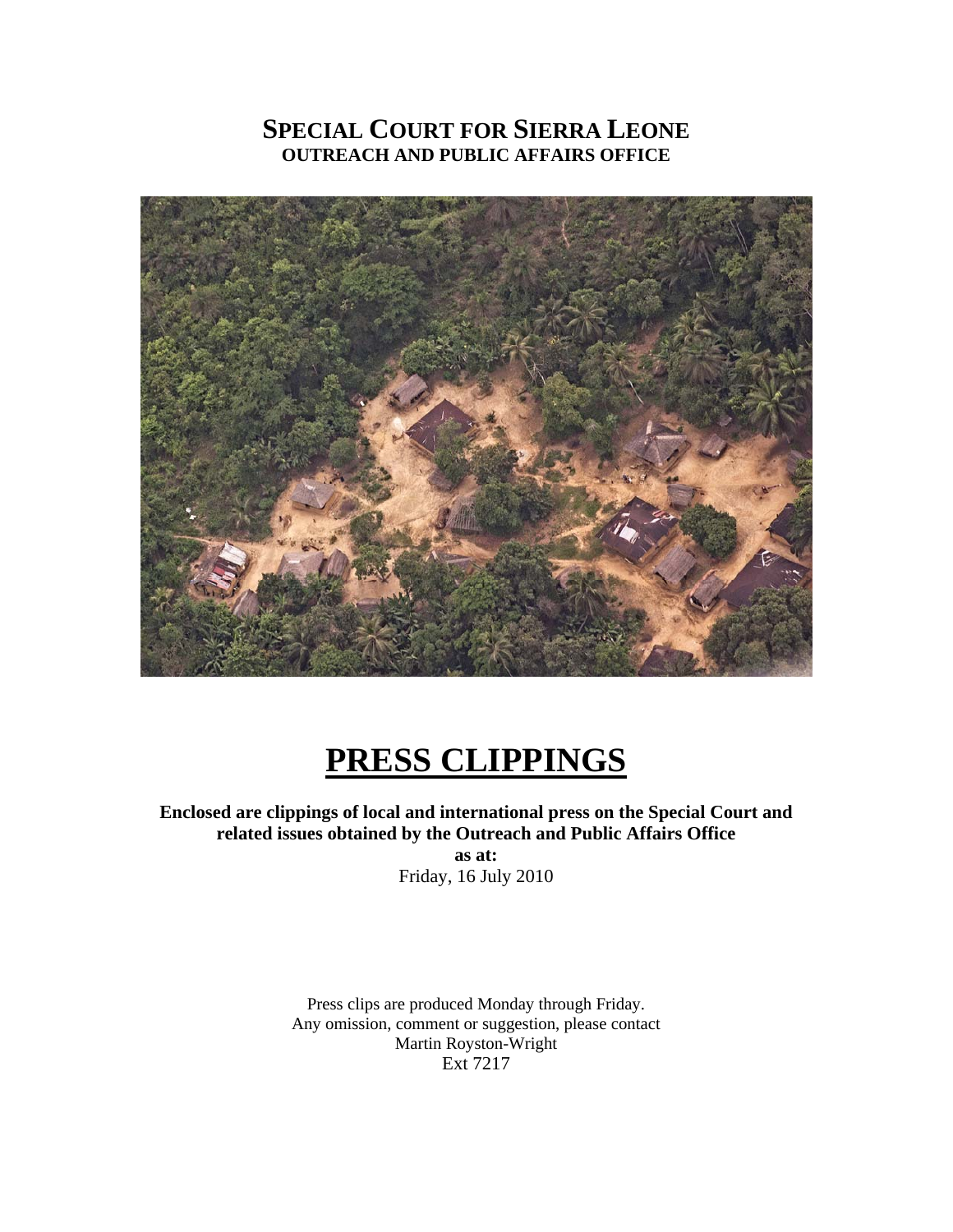# SPECIAL COURT FOR SIERRA LEONE
## OUTREACH AND PUBLIC AFFAIRS OFFICE

# PRESS CLIPPINGS

**Enclosed are clippings of local and international press on the Special Court and related issues obtained by the Outreach and Public Affairs Office**

**as at:**

Friday, 16 July 2010

Press clips are produced Monday through Friday.
Any omission, comment or suggestion, please contact
Martin Royston-Wright
Ext 7217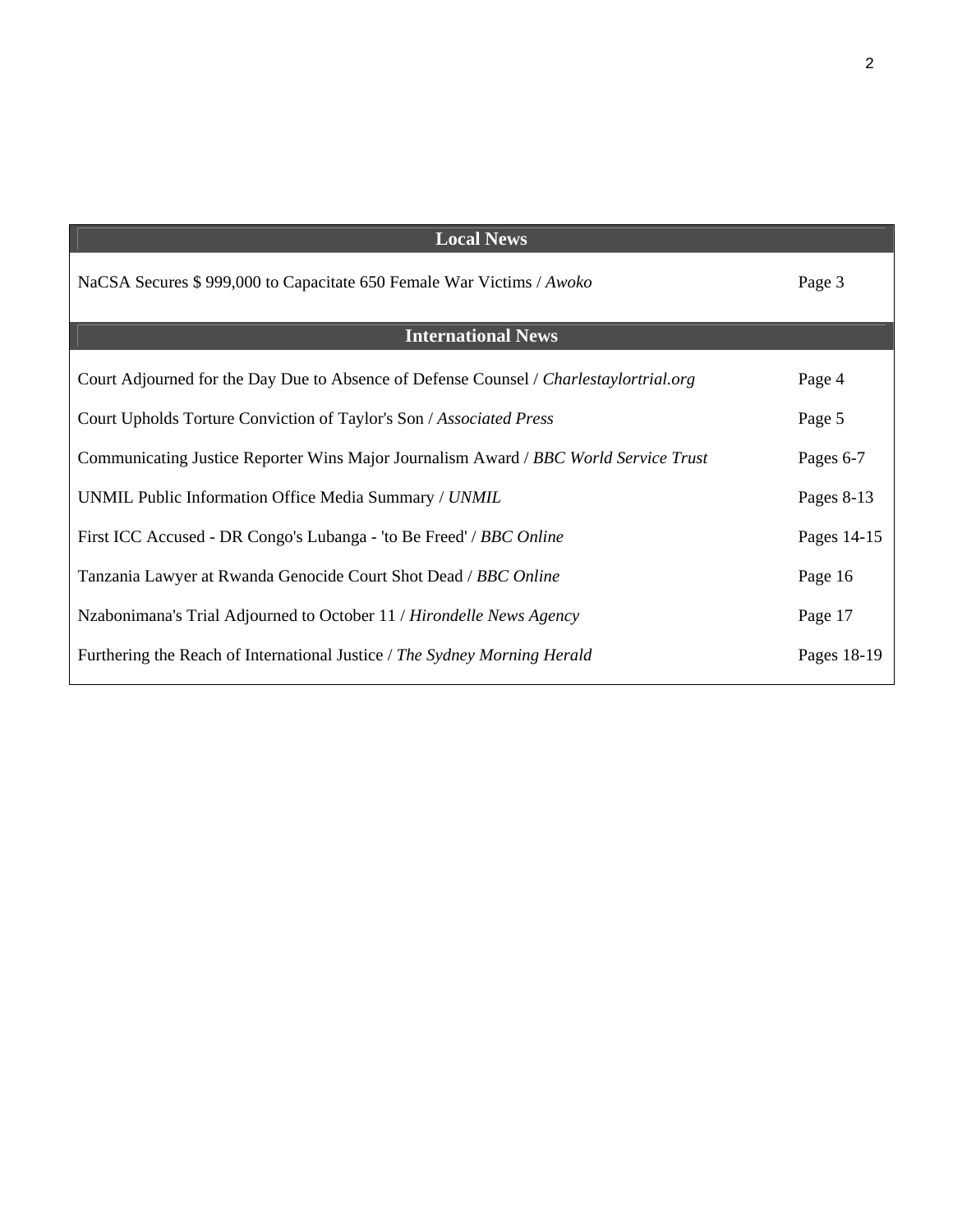| Local News | |
|---|---|
| NaCSA Secures $ 999,000 to Capacitate 650 Female War Victims / *Awoko* | Page 3 |

| International News | |
|---|---|
| Court Adjourned for the Day Due to Absence of Defense Counsel / *Charlestaylortrial.org* | Page 4 |
| Court Upholds Torture Conviction of Taylor's Son / *Associated Press* | Page 5 |
| Communicating Justice Reporter Wins Major Journalism Award / *BBC World Service Trust* | Pages 6-7 |
| UNMIL Public Information Office Media Summary / *UNMIL* | Pages 8-13 |
| First ICC Accused - DR Congo's Lubanga - 'to Be Freed' / *BBC Online* | Pages 14-15 |
| Tanzania Lawyer at Rwanda Genocide Court Shot Dead / *BBC Online* | Page 16 |
| Nzabonimana's Trial Adjourned to October 11 / *Hirondelle News Agency* | Page 17 |
| Furthering the Reach of International Justice / *The Sydney Morning Herald* | Pages 18-19 |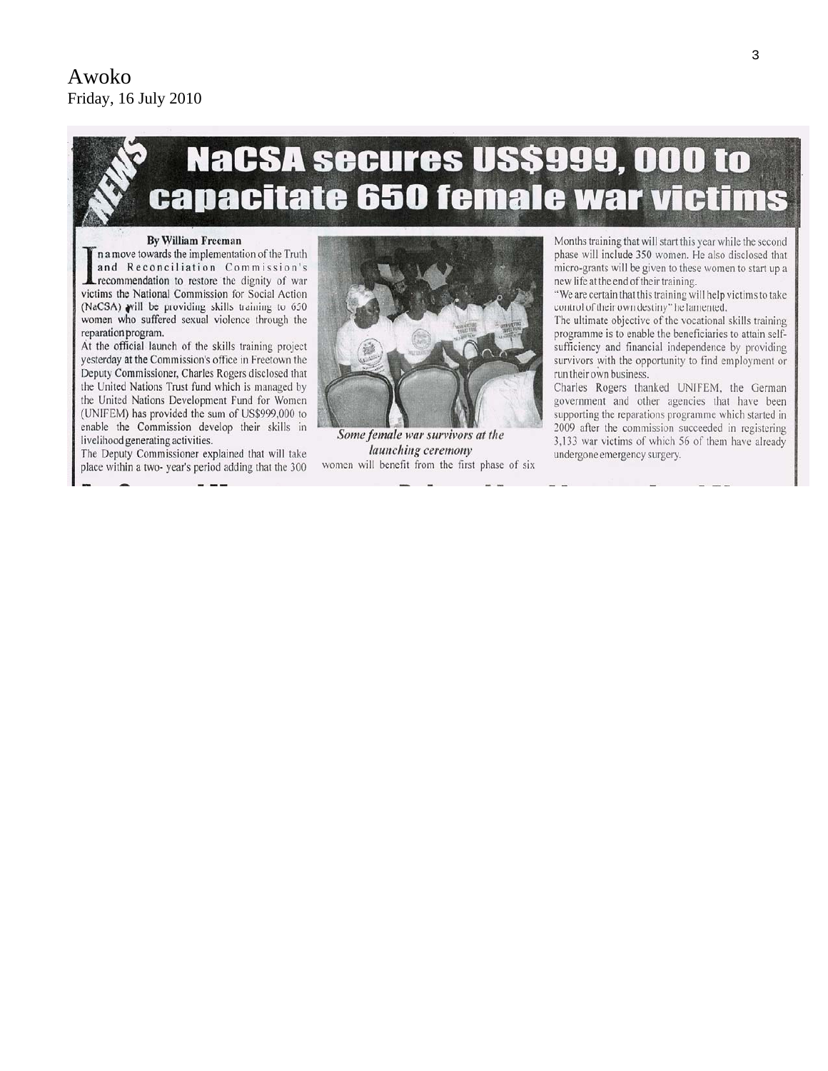Awoko
Friday, 16 July 2010

# NaCSA secures US$999, 000 to capacitate 650 female war victims

**By William Freeman**

In a move towards the implementation of the Truth and Reconciliation Commission's recommendation to restore the dignity of war victims the National Commission for Social Action (NaCSA) will be providing skills training to 650 women who suffered sexual violence through the reparation program.

At the official launch of the skills training project yesterday at the Commission's office in Freetown the Deputy Commissioner, Charles Rogers disclosed that the United Nations Trust fund which is managed by the United Nations Development Fund for Women (UNIFEM) has provided the sum of US$999,000 to enable the Commission develop their skills in livelihood generating activities.

The Deputy Commissioner explained that will take place within a two- year's period adding that the 300 women will benefit from the first phase of six Months training that will start this year while the second phase will include 350 women. He also disclosed that micro-grants will be given to these women to start up a new life at the end of their training.

*Some female war survivors at the launching ceremony*

"We are certain that this training will help victims to take control of their own destiny" he lamented.

The ultimate objective of the vocational skills training programme is to enable the beneficiaries to attain self-sufficiency and financial independence by providing survivors with the opportunity to find employment or run their own business.

Charles Rogers thanked UNIFEM, the German government and other agencies that have been supporting the reparations programme which started in 2009 after the commission succeeded in registering 3,133 war victims of which 56 of them have already undergone emergency surgery.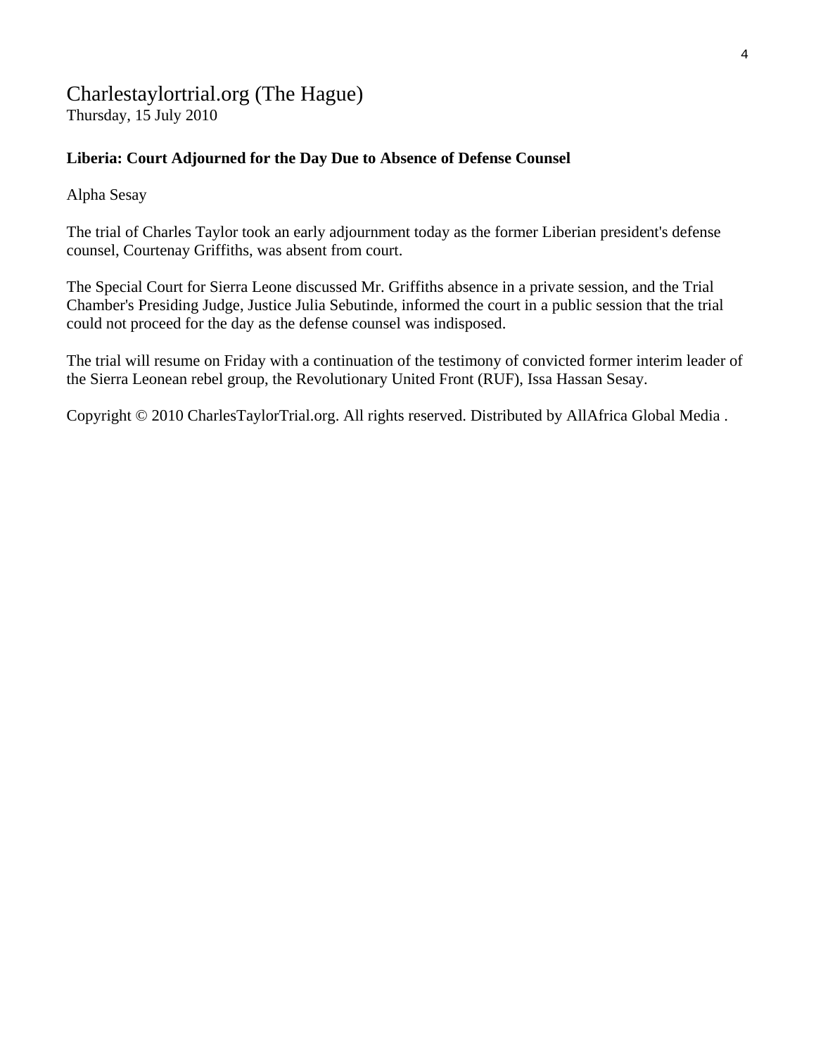Charlestaylortrial.org (The Hague)
Thursday, 15 July 2010

**Liberia: Court Adjourned for the Day Due to Absence of Defense Counsel**

Alpha Sesay

The trial of Charles Taylor took an early adjournment today as the former Liberian president's defense counsel, Courtenay Griffiths, was absent from court.

The Special Court for Sierra Leone discussed Mr. Griffiths absence in a private session, and the Trial Chamber's Presiding Judge, Justice Julia Sebutinde, informed the court in a public session that the trial could not proceed for the day as the defense counsel was indisposed.

The trial will resume on Friday with a continuation of the testimony of convicted former interim leader of the Sierra Leonean rebel group, the Revolutionary United Front (RUF), Issa Hassan Sesay.

Copyright © 2010 CharlesTaylorTrial.org. All rights reserved. Distributed by AllAfrica Global Media .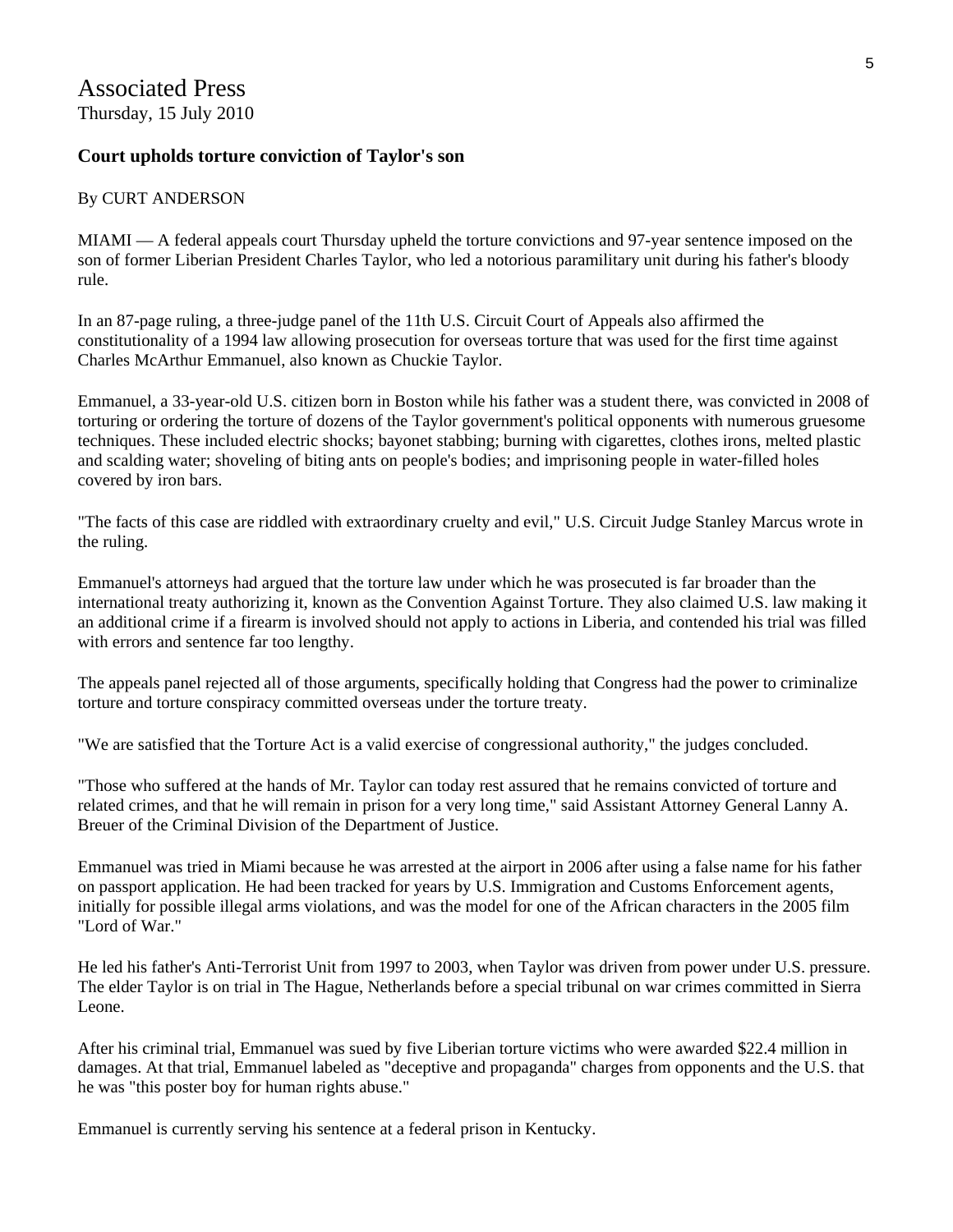# Associated Press

Thursday, 15 July 2010

**Court upholds torture conviction of Taylor's son**

By CURT ANDERSON

MIAMI — A federal appeals court Thursday upheld the torture convictions and 97-year sentence imposed on the son of former Liberian President Charles Taylor, who led a notorious paramilitary unit during his father's bloody rule.

In an 87-page ruling, a three-judge panel of the 11th U.S. Circuit Court of Appeals also affirmed the constitutionality of a 1994 law allowing prosecution for overseas torture that was used for the first time against Charles McArthur Emmanuel, also known as Chuckie Taylor.

Emmanuel, a 33-year-old U.S. citizen born in Boston while his father was a student there, was convicted in 2008 of torturing or ordering the torture of dozens of the Taylor government's political opponents with numerous gruesome techniques. These included electric shocks; bayonet stabbing; burning with cigarettes, clothes irons, melted plastic and scalding water; shoveling of biting ants on people's bodies; and imprisoning people in water-filled holes covered by iron bars.

"The facts of this case are riddled with extraordinary cruelty and evil," U.S. Circuit Judge Stanley Marcus wrote in the ruling.

Emmanuel's attorneys had argued that the torture law under which he was prosecuted is far broader than the international treaty authorizing it, known as the Convention Against Torture. They also claimed U.S. law making it an additional crime if a firearm is involved should not apply to actions in Liberia, and contended his trial was filled with errors and sentence far too lengthy.

The appeals panel rejected all of those arguments, specifically holding that Congress had the power to criminalize torture and torture conspiracy committed overseas under the torture treaty.

"We are satisfied that the Torture Act is a valid exercise of congressional authority," the judges concluded.

"Those who suffered at the hands of Mr. Taylor can today rest assured that he remains convicted of torture and related crimes, and that he will remain in prison for a very long time," said Assistant Attorney General Lanny A. Breuer of the Criminal Division of the Department of Justice.

Emmanuel was tried in Miami because he was arrested at the airport in 2006 after using a false name for his father on passport application. He had been tracked for years by U.S. Immigration and Customs Enforcement agents, initially for possible illegal arms violations, and was the model for one of the African characters in the 2005 film "Lord of War."

He led his father's Anti-Terrorist Unit from 1997 to 2003, when Taylor was driven from power under U.S. pressure. The elder Taylor is on trial in The Hague, Netherlands before a special tribunal on war crimes committed in Sierra Leone.

After his criminal trial, Emmanuel was sued by five Liberian torture victims who were awarded $22.4 million in damages. At that trial, Emmanuel labeled as "deceptive and propaganda" charges from opponents and the U.S. that he was "this poster boy for human rights abuse."

Emmanuel is currently serving his sentence at a federal prison in Kentucky.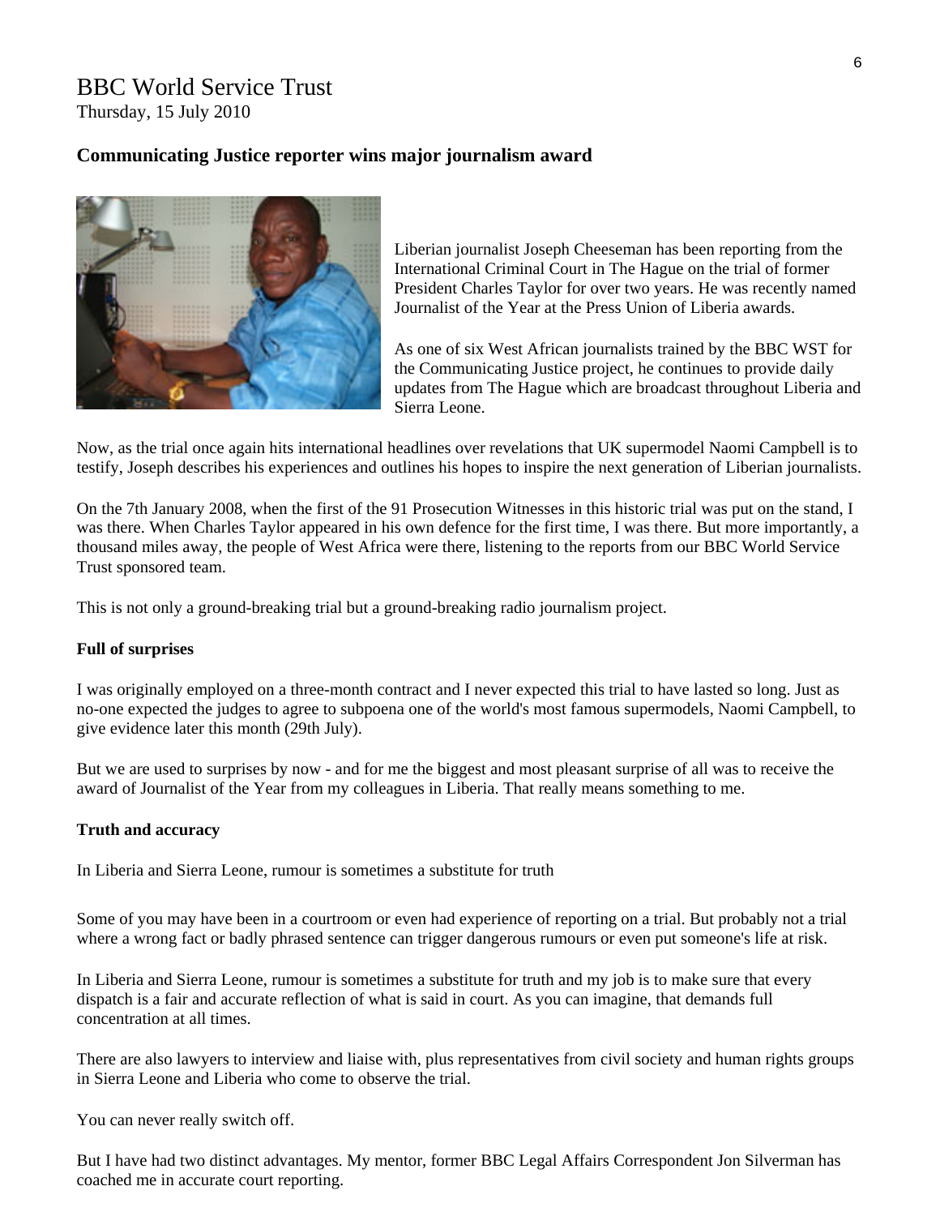BBC World Service Trust

Thursday, 15 July 2010

**Communicating Justice reporter wins major journalism award**

Liberian journalist Joseph Cheeseman has been reporting from the International Criminal Court in The Hague on the trial of former President Charles Taylor for over two years. He was recently named Journalist of the Year at the Press Union of Liberia awards.

As one of six West African journalists trained by the BBC WST for the Communicating Justice project, he continues to provide daily updates from The Hague which are broadcast throughout Liberia and Sierra Leone.

Now, as the trial once again hits international headlines over revelations that UK supermodel Naomi Campbell is to testify, Joseph describes his experiences and outlines his hopes to inspire the next generation of Liberian journalists.

On the 7th January 2008, when the first of the 91 Prosecution Witnesses in this historic trial was put on the stand, I was there. When Charles Taylor appeared in his own defence for the first time, I was there. But more importantly, a thousand miles away, the people of West Africa were there, listening to the reports from our BBC World Service Trust sponsored team.

This is not only a ground-breaking trial but a ground-breaking radio journalism project.

**Full of surprises**

I was originally employed on a three-month contract and I never expected this trial to have lasted so long. Just as no-one expected the judges to agree to subpoena one of the world's most famous supermodels, Naomi Campbell, to give evidence later this month (29th July).

But we are used to surprises by now - and for me the biggest and most pleasant surprise of all was to receive the award of Journalist of the Year from my colleagues in Liberia. That really means something to me.

**Truth and accuracy**

In Liberia and Sierra Leone, rumour is sometimes a substitute for truth

Some of you may have been in a courtroom or even had experience of reporting on a trial. But probably not a trial where a wrong fact or badly phrased sentence can trigger dangerous rumours or even put someone's life at risk.

In Liberia and Sierra Leone, rumour is sometimes a substitute for truth and my job is to make sure that every dispatch is a fair and accurate reflection of what is said in court. As you can imagine, that demands full concentration at all times.

There are also lawyers to interview and liaise with, plus representatives from civil society and human rights groups in Sierra Leone and Liberia who come to observe the trial.

You can never really switch off.

But I have had two distinct advantages. My mentor, former BBC Legal Affairs Correspondent Jon Silverman has coached me in accurate court reporting.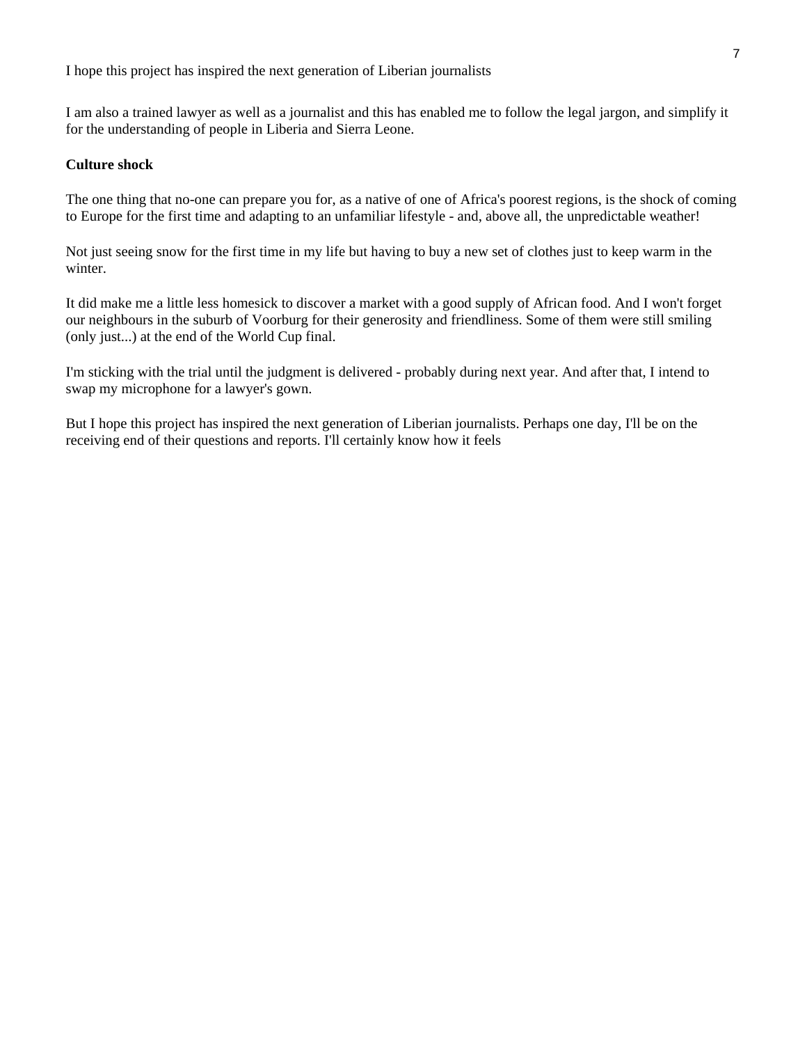I hope this project has inspired the next generation of Liberian journalists

I am also a trained lawyer as well as a journalist and this has enabled me to follow the legal jargon, and simplify it for the understanding of people in Liberia and Sierra Leone.

**Culture shock**

The one thing that no-one can prepare you for, as a native of one of Africa's poorest regions, is the shock of coming to Europe for the first time and adapting to an unfamiliar lifestyle - and, above all, the unpredictable weather!

Not just seeing snow for the first time in my life but having to buy a new set of clothes just to keep warm in the winter.

It did make me a little less homesick to discover a market with a good supply of African food. And I won't forget our neighbours in the suburb of Voorburg for their generosity and friendliness. Some of them were still smiling (only just...) at the end of the World Cup final.

I'm sticking with the trial until the judgment is delivered - probably during next year. And after that, I intend to swap my microphone for a lawyer's gown.

But I hope this project has inspired the next generation of Liberian journalists. Perhaps one day, I'll be on the receiving end of their questions and reports. I'll certainly know how it feels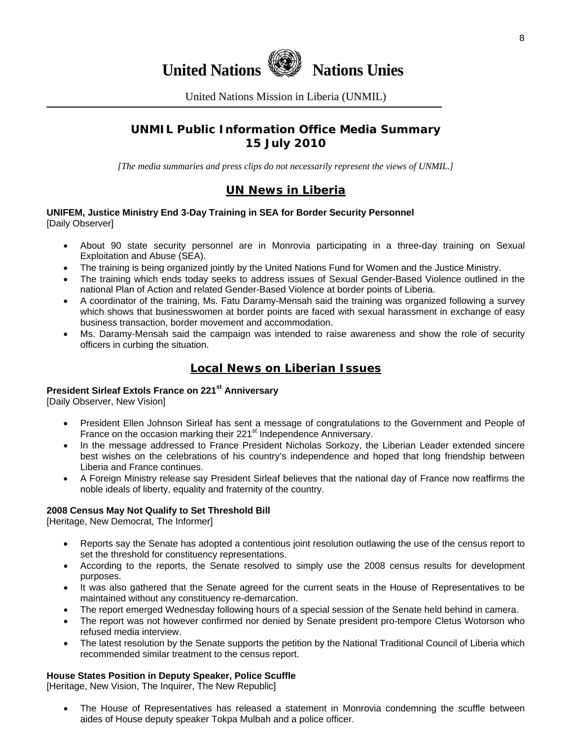# United Nations Nations Unies

United Nations Mission in Liberia (UNMIL)

## UNMIL Public Information Office Media Summary 15 July 2010

*[The media summaries and press clips do not necessarily represent the views of UNMIL.]*

## UN News in Liberia

**UNIFEM, Justice Ministry End 3-Day Training in SEA for Border Security Personnel**
[Daily Observer]

- About 90 state security personnel are in Monrovia participating in a three-day training on Sexual Exploitation and Abuse (SEA).
- The training is being organized jointly by the United Nations Fund for Women and the Justice Ministry.
- The training which ends today seeks to address issues of Sexual Gender-Based Violence outlined in the national Plan of Action and related Gender-Based Violence at border points of Liberia.
- A coordinator of the training, Ms. Fatu Daramy-Mensah said the training was organized following a survey which shows that businesswomen at border points are faced with sexual harassment in exchange of easy business transaction, border movement and accommodation.
- Ms. Daramy-Mensah said the campaign was intended to raise awareness and show the role of security officers in curbing the situation.

## Local News on Liberian Issues

**President Sirleaf Extols France on 221st Anniversary**
[Daily Observer, New Vision]

- President Ellen Johnson Sirleaf has sent a message of congratulations to the Government and People of France on the occasion marking their 221st Independence Anniversary.
- In the message addressed to France President Nicholas Sorkozy, the Liberian Leader extended sincere best wishes on the celebrations of his country's independence and hoped that long friendship between Liberia and France continues.
- A Foreign Ministry release say President Sirleaf believes that the national day of France now reaffirms the noble ideals of liberty, equality and fraternity of the country.

**2008 Census May Not Qualify to Set Threshold Bill**
[Heritage, New Democrat, The Informer]

- Reports say the Senate has adopted a contentious joint resolution outlawing the use of the census report to set the threshold for constituency representations.
- According to the reports, the Senate resolved to simply use the 2008 census results for development purposes.
- It was also gathered that the Senate agreed for the current seats in the House of Representatives to be maintained without any constituency re-demarcation.
- The report emerged Wednesday following hours of a special session of the Senate held behind in camera.
- The report was not however confirmed nor denied by Senate president pro-tempore Cletus Wotorson who refused media interview.
- The latest resolution by the Senate supports the petition by the National Traditional Council of Liberia which recommended similar treatment to the census report.

**House States Position in Deputy Speaker, Police Scuffle**
[Heritage, New Vision, The Inquirer, The New Republic]

- The House of Representatives has released a statement in Monrovia condemning the scuffle between aides of House deputy speaker Tokpa Mulbah and a police officer.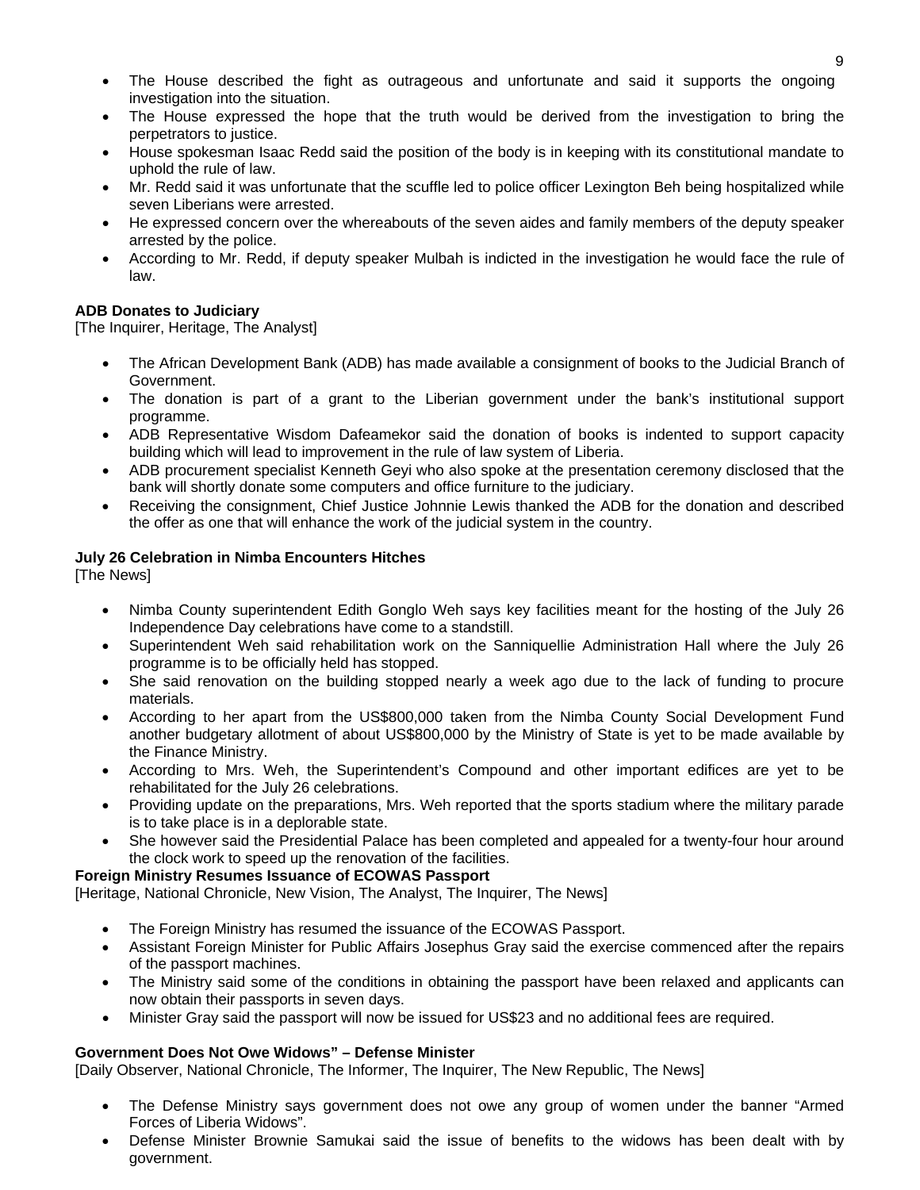- The House described the fight as outrageous and unfortunate and said it supports the ongoing investigation into the situation.
- The House expressed the hope that the truth would be derived from the investigation to bring the perpetrators to justice.
- House spokesman Isaac Redd said the position of the body is in keeping with its constitutional mandate to uphold the rule of law.
- Mr. Redd said it was unfortunate that the scuffle led to police officer Lexington Beh being hospitalized while seven Liberians were arrested.
- He expressed concern over the whereabouts of the seven aides and family members of the deputy speaker arrested by the police.
- According to Mr. Redd, if deputy speaker Mulbah is indicted in the investigation he would face the rule of law.

**ADB Donates to Judiciary**
[The Inquirer, Heritage, The Analyst]

- The African Development Bank (ADB) has made available a consignment of books to the Judicial Branch of Government.
- The donation is part of a grant to the Liberian government under the bank's institutional support programme.
- ADB Representative Wisdom Dafeamekor said the donation of books is indented to support capacity building which will lead to improvement in the rule of law system of Liberia.
- ADB procurement specialist Kenneth Geyi who also spoke at the presentation ceremony disclosed that the bank will shortly donate some computers and office furniture to the judiciary.
- Receiving the consignment, Chief Justice Johnnie Lewis thanked the ADB for the donation and described the offer as one that will enhance the work of the judicial system in the country.

**July 26 Celebration in Nimba Encounters Hitches**
[The News]

- Nimba County superintendent Edith Gonglo Weh says key facilities meant for the hosting of the July 26 Independence Day celebrations have come to a standstill.
- Superintendent Weh said rehabilitation work on the Sanniquellie Administration Hall where the July 26 programme is to be officially held has stopped.
- She said renovation on the building stopped nearly a week ago due to the lack of funding to procure materials.
- According to her apart from the US$800,000 taken from the Nimba County Social Development Fund another budgetary allotment of about US$800,000 by the Ministry of State is yet to be made available by the Finance Ministry.
- According to Mrs. Weh, the Superintendent's Compound and other important edifices are yet to be rehabilitated for the July 26 celebrations.
- Providing update on the preparations, Mrs. Weh reported that the sports stadium where the military parade is to take place is in a deplorable state.
- She however said the Presidential Palace has been completed and appealed for a twenty-four hour around the clock work to speed up the renovation of the facilities.

**Foreign Ministry Resumes Issuance of ECOWAS Passport**
[Heritage, National Chronicle, New Vision, The Analyst, The Inquirer, The News]

- The Foreign Ministry has resumed the issuance of the ECOWAS Passport.
- Assistant Foreign Minister for Public Affairs Josephus Gray said the exercise commenced after the repairs of the passport machines.
- The Ministry said some of the conditions in obtaining the passport have been relaxed and applicants can now obtain their passports in seven days.
- Minister Gray said the passport will now be issued for US$23 and no additional fees are required.

**Government Does Not Owe Widows" – Defense Minister**
[Daily Observer, National Chronicle, The Informer, The Inquirer, The New Republic, The News]

- The Defense Ministry says government does not owe any group of women under the banner "Armed Forces of Liberia Widows".
- Defense Minister Brownie Samukai said the issue of benefits to the widows has been dealt with by government.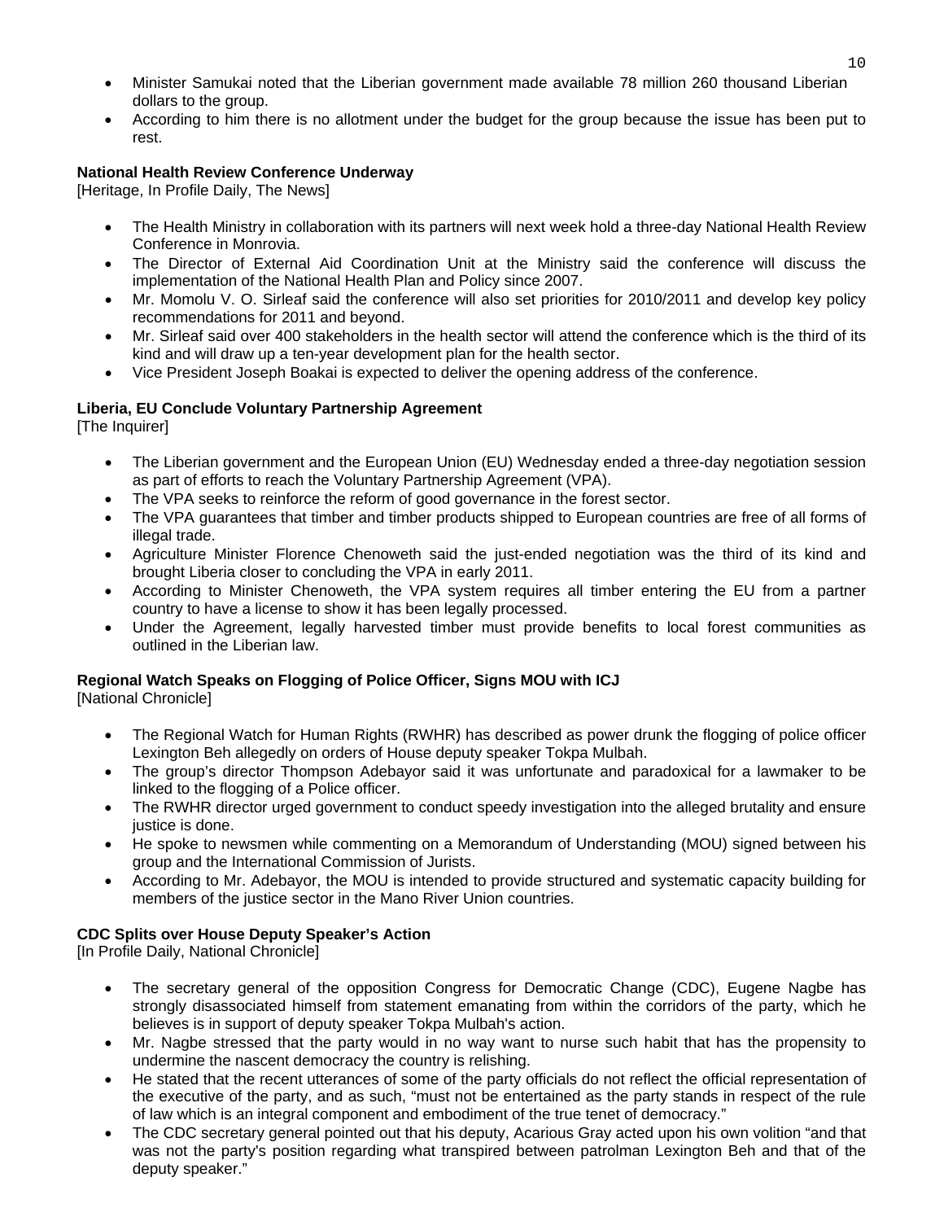- Minister Samukai noted that the Liberian government made available 78 million 260 thousand Liberian dollars to the group.
- According to him there is no allotment under the budget for the group because the issue has been put to rest.

**National Health Review Conference Underway**
[Heritage, In Profile Daily, The News]

- The Health Ministry in collaboration with its partners will next week hold a three-day National Health Review Conference in Monrovia.
- The Director of External Aid Coordination Unit at the Ministry said the conference will discuss the implementation of the National Health Plan and Policy since 2007.
- Mr. Momolu V. O. Sirleaf said the conference will also set priorities for 2010/2011 and develop key policy recommendations for 2011 and beyond.
- Mr. Sirleaf said over 400 stakeholders in the health sector will attend the conference which is the third of its kind and will draw up a ten-year development plan for the health sector.
- Vice President Joseph Boakai is expected to deliver the opening address of the conference.

**Liberia, EU Conclude Voluntary Partnership Agreement**
[The Inquirer]

- The Liberian government and the European Union (EU) Wednesday ended a three-day negotiation session as part of efforts to reach the Voluntary Partnership Agreement (VPA).
- The VPA seeks to reinforce the reform of good governance in the forest sector.
- The VPA guarantees that timber and timber products shipped to European countries are free of all forms of illegal trade.
- Agriculture Minister Florence Chenoweth said the just-ended negotiation was the third of its kind and brought Liberia closer to concluding the VPA in early 2011.
- According to Minister Chenoweth, the VPA system requires all timber entering the EU from a partner country to have a license to show it has been legally processed.
- Under the Agreement, legally harvested timber must provide benefits to local forest communities as outlined in the Liberian law.

**Regional Watch Speaks on Flogging of Police Officer, Signs MOU with ICJ**
[National Chronicle]

- The Regional Watch for Human Rights (RWHR) has described as power drunk the flogging of police officer Lexington Beh allegedly on orders of House deputy speaker Tokpa Mulbah.
- The group's director Thompson Adebayor said it was unfortunate and paradoxical for a lawmaker to be linked to the flogging of a Police officer.
- The RWHR director urged government to conduct speedy investigation into the alleged brutality and ensure justice is done.
- He spoke to newsmen while commenting on a Memorandum of Understanding (MOU) signed between his group and the International Commission of Jurists.
- According to Mr. Adebayor, the MOU is intended to provide structured and systematic capacity building for members of the justice sector in the Mano River Union countries.

**CDC Splits over House Deputy Speaker's Action**
[In Profile Daily, National Chronicle]

- The secretary general of the opposition Congress for Democratic Change (CDC), Eugene Nagbe has strongly disassociated himself from statement emanating from within the corridors of the party, which he believes is in support of deputy speaker Tokpa Mulbah's action.
- Mr. Nagbe stressed that the party would in no way want to nurse such habit that has the propensity to undermine the nascent democracy the country is relishing.
- He stated that the recent utterances of some of the party officials do not reflect the official representation of the executive of the party, and as such, "must not be entertained as the party stands in respect of the rule of law which is an integral component and embodiment of the true tenet of democracy."
- The CDC secretary general pointed out that his deputy, Acarious Gray acted upon his own volition "and that was not the party's position regarding what transpired between patrolman Lexington Beh and that of the deputy speaker."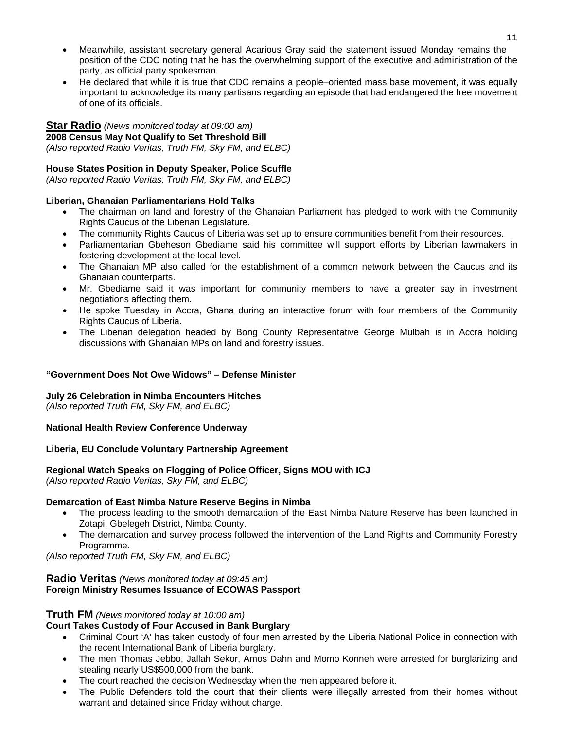- Meanwhile, assistant secretary general Acarious Gray said the statement issued Monday remains the position of the CDC noting that he has the overwhelming support of the executive and administration of the party, as official party spokesman.
- He declared that while it is true that CDC remains a people–oriented mass base movement, it was equally important to acknowledge its many partisans regarding an episode that had endangered the free movement of one of its officials.

## Star Radio *(News monitored today at 09:00 am)*

**2008 Census May Not Qualify to Set Threshold Bill**
*(Also reported Radio Veritas, Truth FM, Sky FM, and ELBC)*

**House States Position in Deputy Speaker, Police Scuffle**
*(Also reported Radio Veritas, Truth FM, Sky FM, and ELBC)*

**Liberian, Ghanaian Parliamentarians Hold Talks**

- The chairman on land and forestry of the Ghanaian Parliament has pledged to work with the Community Rights Caucus of the Liberian Legislature.
- The community Rights Caucus of Liberia was set up to ensure communities benefit from their resources.
- Parliamentarian Gbeheson Gbediame said his committee will support efforts by Liberian lawmakers in fostering development at the local level.
- The Ghanaian MP also called for the establishment of a common network between the Caucus and its Ghanaian counterparts.
- Mr. Gbediame said it was important for community members to have a greater say in investment negotiations affecting them.
- He spoke Tuesday in Accra, Ghana during an interactive forum with four members of the Community Rights Caucus of Liberia.
- The Liberian delegation headed by Bong County Representative George Mulbah is in Accra holding discussions with Ghanaian MPs on land and forestry issues.

**"Government Does Not Owe Widows" – Defense Minister**

**July 26 Celebration in Nimba Encounters Hitches**
*(Also reported Truth FM, Sky FM, and ELBC)*

**National Health Review Conference Underway**

**Liberia, EU Conclude Voluntary Partnership Agreement**

**Regional Watch Speaks on Flogging of Police Officer, Signs MOU with ICJ**
*(Also reported Radio Veritas, Sky FM, and ELBC)*

**Demarcation of East Nimba Nature Reserve Begins in Nimba**

- The process leading to the smooth demarcation of the East Nimba Nature Reserve has been launched in Zotapi, Gbelegeh District, Nimba County.
- The demarcation and survey process followed the intervention of the Land Rights and Community Forestry Programme.

*(Also reported Truth FM, Sky FM, and ELBC)*

## Radio Veritas *(News monitored today at 09:45 am)*

**Foreign Ministry Resumes Issuance of ECOWAS Passport**

## Truth FM *(News monitored today at 10:00 am)*

**Court Takes Custody of Four Accused in Bank Burglary**

- Criminal Court 'A' has taken custody of four men arrested by the Liberia National Police in connection with the recent International Bank of Liberia burglary.
- The men Thomas Jebbo, Jallah Sekor, Amos Dahn and Momo Konneh were arrested for burglarizing and stealing nearly US$500,000 from the bank.
- The court reached the decision Wednesday when the men appeared before it.
- The Public Defenders told the court that their clients were illegally arrested from their homes without warrant and detained since Friday without charge.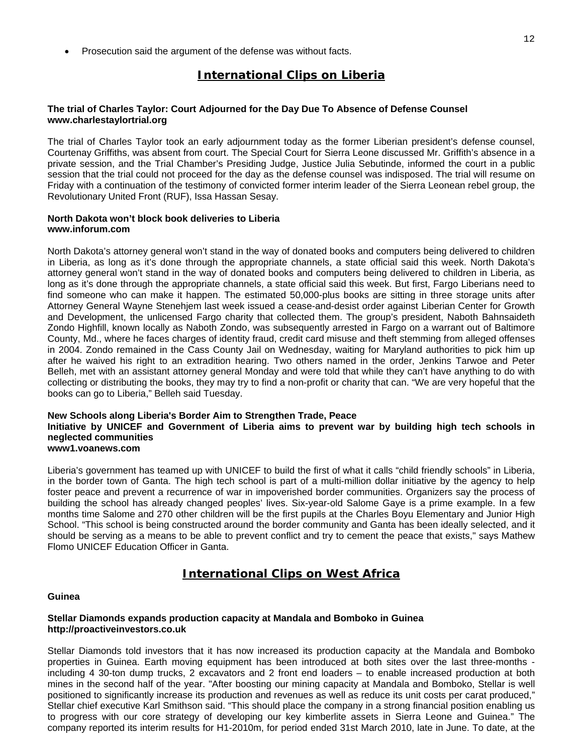- Prosecution said the argument of the defense was without facts.

## International Clips on Liberia

**The trial of Charles Taylor: Court Adjourned for the Day Due To Absence of Defense Counsel**
**www.charlestaylortrial.org**

The trial of Charles Taylor took an early adjournment today as the former Liberian president's defense counsel, Courtenay Griffiths, was absent from court. The Special Court for Sierra Leone discussed Mr. Griffith's absence in a private session, and the Trial Chamber's Presiding Judge, Justice Julia Sebutinde, informed the court in a public session that the trial could not proceed for the day as the defense counsel was indisposed. The trial will resume on Friday with a continuation of the testimony of convicted former interim leader of the Sierra Leonean rebel group, the Revolutionary United Front (RUF), Issa Hassan Sesay.

**North Dakota won't block book deliveries to Liberia**
**www.inforum.com**

North Dakota's attorney general won't stand in the way of donated books and computers being delivered to children in Liberia, as long as it's done through the appropriate channels, a state official said this week. North Dakota's attorney general won't stand in the way of donated books and computers being delivered to children in Liberia, as long as it's done through the appropriate channels, a state official said this week. But first, Fargo Liberians need to find someone who can make it happen. The estimated 50,000-plus books are sitting in three storage units after Attorney General Wayne Stenehjem last week issued a cease-and-desist order against Liberian Center for Growth and Development, the unlicensed Fargo charity that collected them. The group's president, Naboth Bahnsaideth Zondo Highfill, known locally as Naboth Zondo, was subsequently arrested in Fargo on a warrant out of Baltimore County, Md., where he faces charges of identity fraud, credit card misuse and theft stemming from alleged offenses in 2004. Zondo remained in the Cass County Jail on Wednesday, waiting for Maryland authorities to pick him up after he waived his right to an extradition hearing. Two others named in the order, Jenkins Tarwoe and Peter Belleh, met with an assistant attorney general Monday and were told that while they can't have anything to do with collecting or distributing the books, they may try to find a non-profit or charity that can. "We are very hopeful that the books can go to Liberia," Belleh said Tuesday.

**New Schools along Liberia's Border Aim to Strengthen Trade, Peace**
**Initiative by UNICEF and Government of Liberia aims to prevent war by building high tech schools in neglected communities**
**www1.voanews.com**

Liberia's government has teamed up with UNICEF to build the first of what it calls "child friendly schools" in Liberia, in the border town of Ganta. The high tech school is part of a multi-million dollar initiative by the agency to help foster peace and prevent a recurrence of war in impoverished border communities. Organizers say the process of building the school has already changed peoples' lives. Six-year-old Salome Gaye is a prime example. In a few months time Salome and 270 other children will be the first pupils at the Charles Boyu Elementary and Junior High School. "This school is being constructed around the border community and Ganta has been ideally selected, and it should be serving as a means to be able to prevent conflict and try to cement the peace that exists," says Mathew Flomo UNICEF Education Officer in Ganta.

## International Clips on West Africa

**Guinea**

**Stellar Diamonds expands production capacity at Mandala and Bomboko in Guinea**
**http://proactiveinvestors.co.uk**

Stellar Diamonds told investors that it has now increased its production capacity at the Mandala and Bomboko properties in Guinea. Earth moving equipment has been introduced at both sites over the last three-months - including 4 30-ton dump trucks, 2 excavators and 2 front end loaders – to enable increased production at both mines in the second half of the year. "After boosting our mining capacity at Mandala and Bomboko, Stellar is well positioned to significantly increase its production and revenues as well as reduce its unit costs per carat produced," Stellar chief executive Karl Smithson said. "This should place the company in a strong financial position enabling us to progress with our core strategy of developing our key kimberlite assets in Sierra Leone and Guinea." The company reported its interim results for H1-2010m, for period ended 31st March 2010, late in June. To date, at the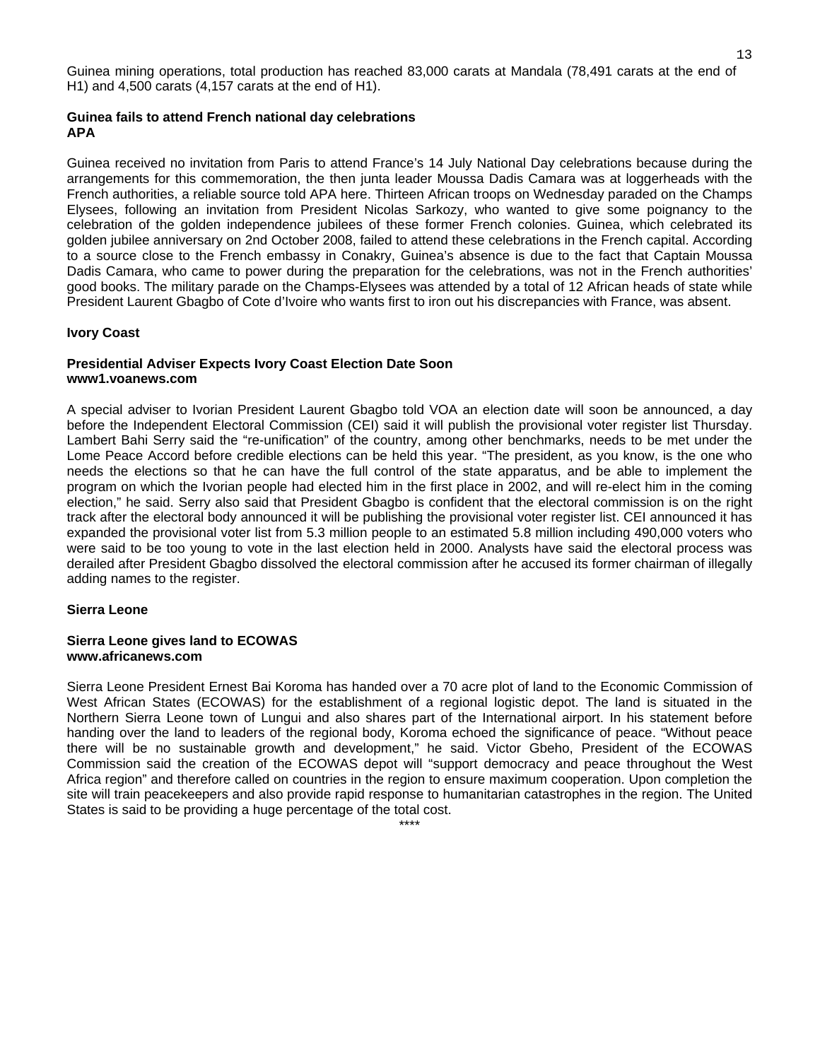Guinea mining operations, total production has reached 83,000 carats at Mandala (78,491 carats at the end of H1) and 4,500 carats (4,157 carats at the end of H1).

**Guinea fails to attend French national day celebrations**
**APA**

Guinea received no invitation from Paris to attend France's 14 July National Day celebrations because during the arrangements for this commemoration, the then junta leader Moussa Dadis Camara was at loggerheads with the French authorities, a reliable source told APA here. Thirteen African troops on Wednesday paraded on the Champs Elysees, following an invitation from President Nicolas Sarkozy, who wanted to give some poignancy to the celebration of the golden independence jubilees of these former French colonies. Guinea, which celebrated its golden jubilee anniversary on 2nd October 2008, failed to attend these celebrations in the French capital. According to a source close to the French embassy in Conakry, Guinea's absence is due to the fact that Captain Moussa Dadis Camara, who came to power during the preparation for the celebrations, was not in the French authorities' good books. The military parade on the Champs-Elysees was attended by a total of 12 African heads of state while President Laurent Gbagbo of Cote d'Ivoire who wants first to iron out his discrepancies with France, was absent.

## Ivory Coast

**Presidential Adviser Expects Ivory Coast Election Date Soon**
**www1.voanews.com**

A special adviser to Ivorian President Laurent Gbagbo told VOA an election date will soon be announced, a day before the Independent Electoral Commission (CEI) said it will publish the provisional voter register list Thursday. Lambert Bahi Serry said the "re-unification" of the country, among other benchmarks, needs to be met under the Lome Peace Accord before credible elections can be held this year. "The president, as you know, is the one who needs the elections so that he can have the full control of the state apparatus, and be able to implement the program on which the Ivorian people had elected him in the first place in 2002, and will re-elect him in the coming election," he said. Serry also said that President Gbagbo is confident that the electoral commission is on the right track after the electoral body announced it will be publishing the provisional voter register list. CEI announced it has expanded the provisional voter list from 5.3 million people to an estimated 5.8 million including 490,000 voters who were said to be too young to vote in the last election held in 2000. Analysts have said the electoral process was derailed after President Gbagbo dissolved the electoral commission after he accused its former chairman of illegally adding names to the register.

## Sierra Leone

**Sierra Leone gives land to ECOWAS**
**www.africanews.com**

Sierra Leone President Ernest Bai Koroma has handed over a 70 acre plot of land to the Economic Commission of West African States (ECOWAS) for the establishment of a regional logistic depot. The land is situated in the Northern Sierra Leone town of Lungui and also shares part of the International airport. In his statement before handing over the land to leaders of the regional body, Koroma echoed the significance of peace. "Without peace there will be no sustainable growth and development," he said. Victor Gbeho, President of the ECOWAS Commission said the creation of the ECOWAS depot will "support democracy and peace throughout the West Africa region" and therefore called on countries in the region to ensure maximum cooperation. Upon completion the site will train peacekeepers and also provide rapid response to humanitarian catastrophes in the region. The United States is said to be providing a huge percentage of the total cost.

****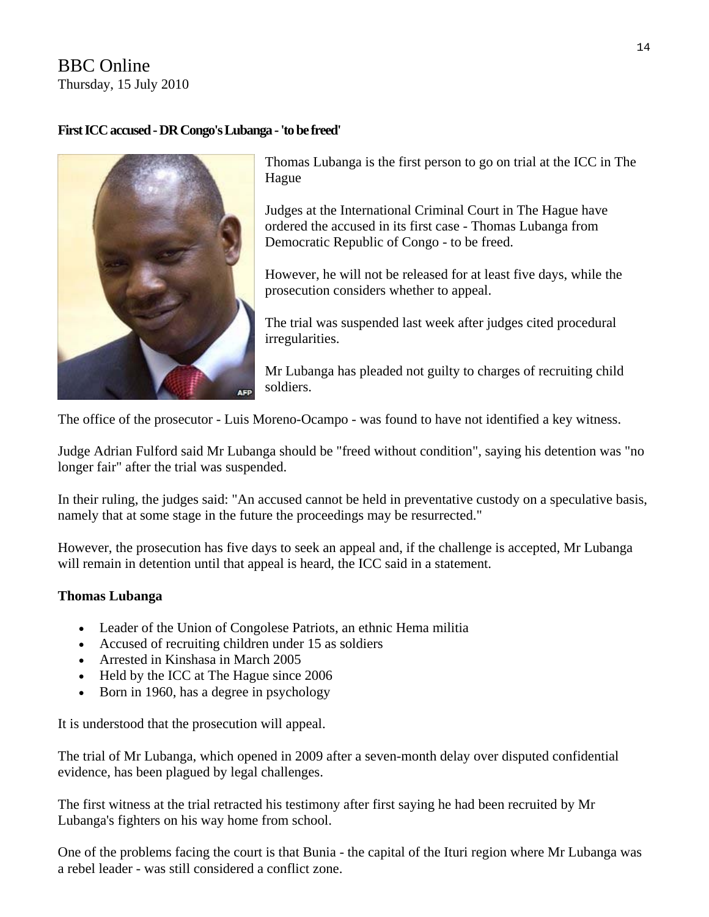BBC Online
Thursday, 15 July 2010

**First ICC accused - DR Congo's Lubanga - 'to be freed'**

Thomas Lubanga is the first person to go on trial at the ICC in The Hague

Judges at the International Criminal Court in The Hague have ordered the accused in its first case - Thomas Lubanga from Democratic Republic of Congo - to be freed.

However, he will not be released for at least five days, while the prosecution considers whether to appeal.

The trial was suspended last week after judges cited procedural irregularities.

Mr Lubanga has pleaded not guilty to charges of recruiting child soldiers.

The office of the prosecutor - Luis Moreno-Ocampo - was found to have not identified a key witness.

Judge Adrian Fulford said Mr Lubanga should be "freed without condition", saying his detention was "no longer fair" after the trial was suspended.

In their ruling, the judges said: "An accused cannot be held in preventative custody on a speculative basis, namely that at some stage in the future the proceedings may be resurrected."

However, the prosecution has five days to seek an appeal and, if the challenge is accepted, Mr Lubanga will remain in detention until that appeal is heard, the ICC said in a statement.

**Thomas Lubanga**

- Leader of the Union of Congolese Patriots, an ethnic Hema militia
- Accused of recruiting children under 15 as soldiers
- Arrested in Kinshasa in March 2005
- Held by the ICC at The Hague since 2006
- Born in 1960, has a degree in psychology

It is understood that the prosecution will appeal.

The trial of Mr Lubanga, which opened in 2009 after a seven-month delay over disputed confidential evidence, has been plagued by legal challenges.

The first witness at the trial retracted his testimony after first saying he had been recruited by Mr Lubanga's fighters on his way home from school.

One of the problems facing the court is that Bunia - the capital of the Ituri region where Mr Lubanga was a rebel leader - was still considered a conflict zone.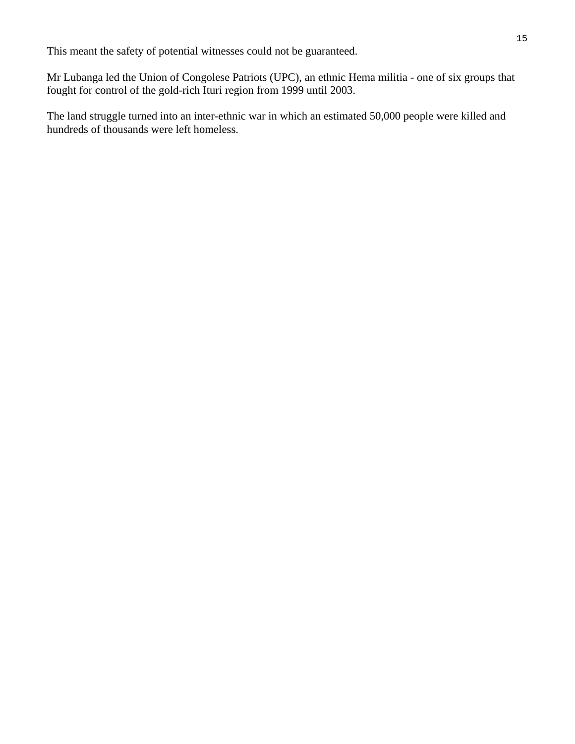This meant the safety of potential witnesses could not be guaranteed.

Mr Lubanga led the Union of Congolese Patriots (UPC), an ethnic Hema militia - one of six groups that fought for control of the gold-rich Ituri region from 1999 until 2003.

The land struggle turned into an inter-ethnic war in which an estimated 50,000 people were killed and hundreds of thousands were left homeless.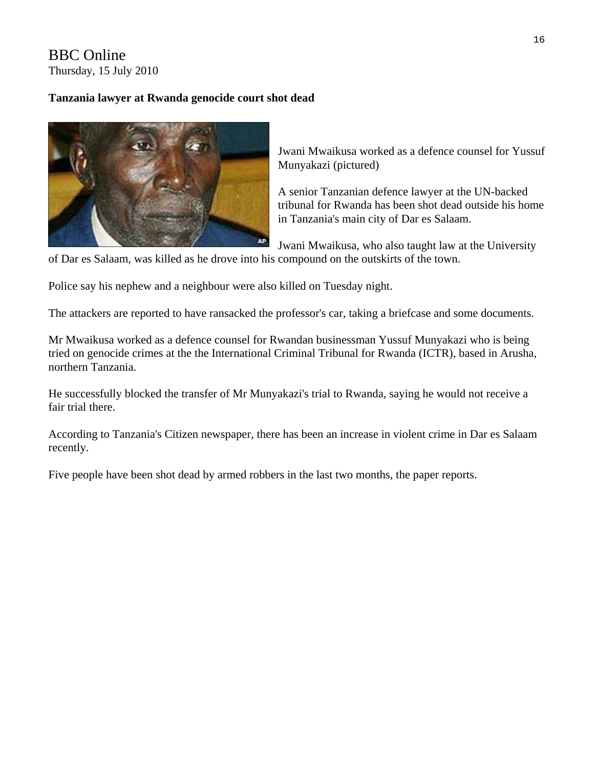BBC Online
Thursday, 15 July 2010

**Tanzania lawyer at Rwanda genocide court shot dead**

Jwani Mwaikusa worked as a defence counsel for Yussuf Munyakazi (pictured)

A senior Tanzanian defence lawyer at the UN-backed tribunal for Rwanda has been shot dead outside his home in Tanzania's main city of Dar es Salaam.

Jwani Mwaikusa, who also taught law at the University of Dar es Salaam, was killed as he drove into his compound on the outskirts of the town.

Police say his nephew and a neighbour were also killed on Tuesday night.

The attackers are reported to have ransacked the professor's car, taking a briefcase and some documents.

Mr Mwaikusa worked as a defence counsel for Rwandan businessman Yussuf Munyakazi who is being tried on genocide crimes at the the International Criminal Tribunal for Rwanda (ICTR), based in Arusha, northern Tanzania.

He successfully blocked the transfer of Mr Munyakazi's trial to Rwanda, saying he would not receive a fair trial there.

According to Tanzania's Citizen newspaper, there has been an increase in violent crime in Dar es Salaam recently.

Five people have been shot dead by armed robbers in the last two months, the paper reports.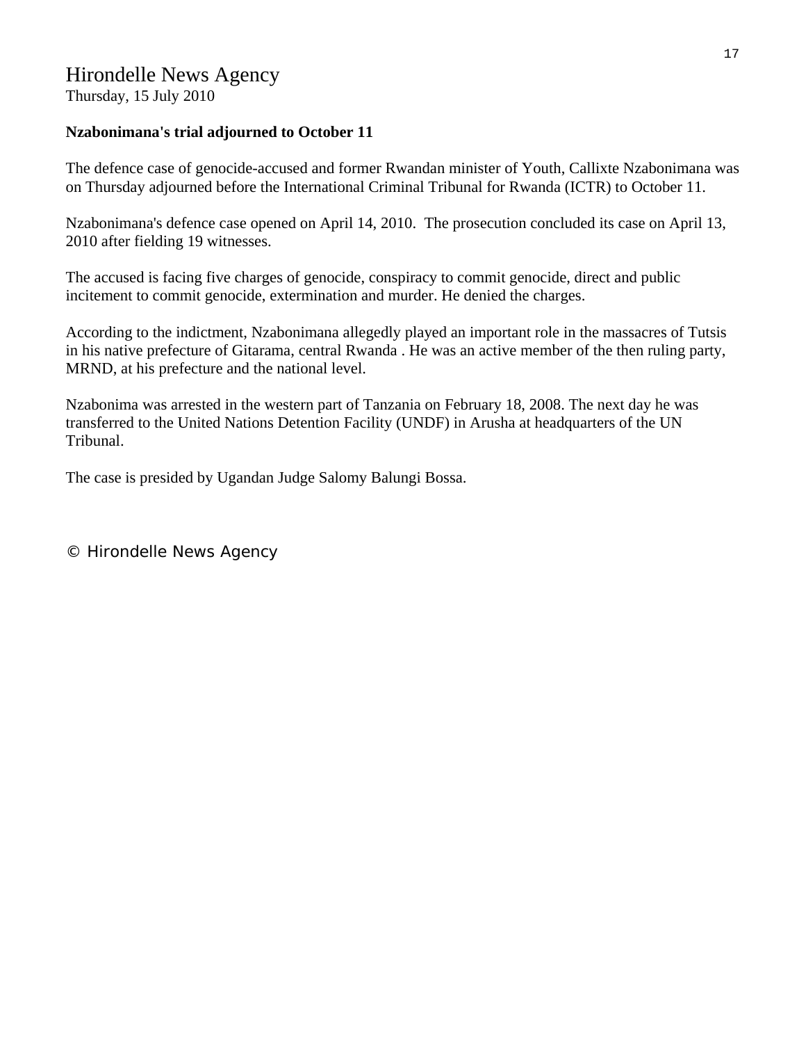# Hirondelle News Agency

Thursday, 15 July 2010

**Nzabonimana's trial adjourned to October 11**

The defence case of genocide-accused and former Rwandan minister of Youth, Callixte Nzabonimana was on Thursday adjourned before the International Criminal Tribunal for Rwanda (ICTR) to October 11.

Nzabonimana's defence case opened on April 14, 2010. The prosecution concluded its case on April 13, 2010 after fielding 19 witnesses.

The accused is facing five charges of genocide, conspiracy to commit genocide, direct and public incitement to commit genocide, extermination and murder. He denied the charges.

According to the indictment, Nzabonimana allegedly played an important role in the massacres of Tutsis in his native prefecture of Gitarama, central Rwanda . He was an active member of the then ruling party, MRND, at his prefecture and the national level.

Nzabonima was arrested in the western part of Tanzania on February 18, 2008. The next day he was transferred to the United Nations Detention Facility (UNDF) in Arusha at headquarters of the UN Tribunal.

The case is presided by Ugandan Judge Salomy Balungi Bossa.

© Hirondelle News Agency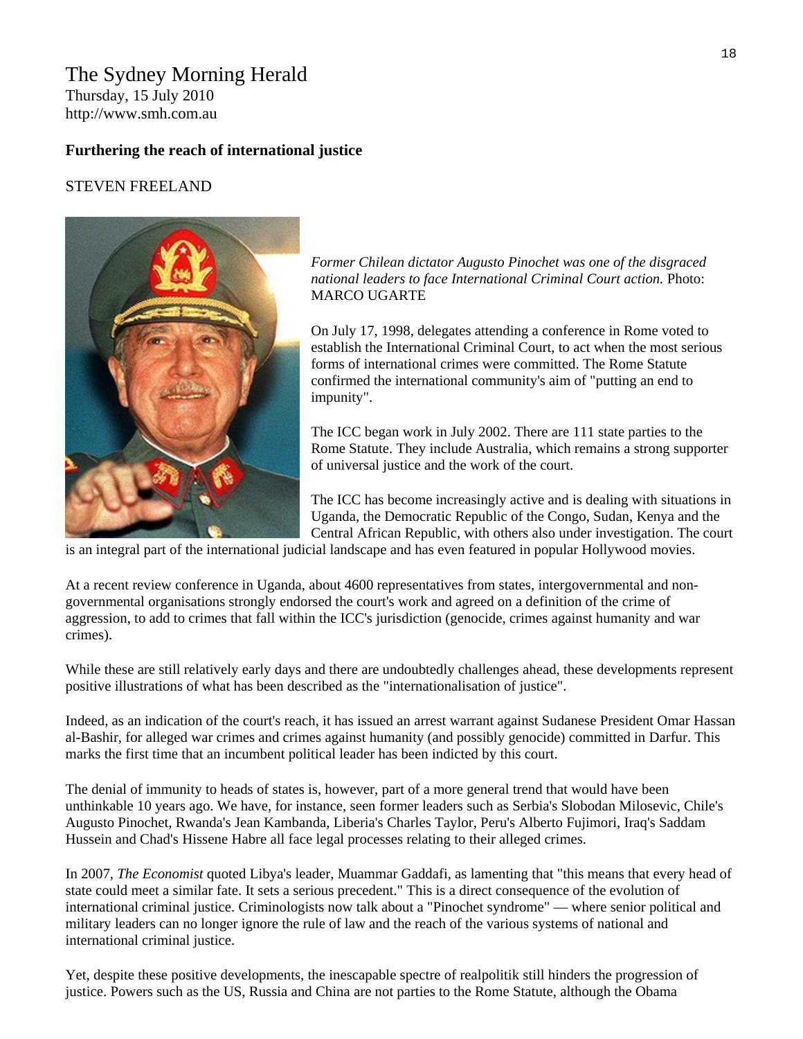# The Sydney Morning Herald

Thursday, 15 July 2010
http://www.smh.com.au

**Furthering the reach of international justice**

STEVEN FREELAND

*Former Chilean dictator Augusto Pinochet was one of the disgraced national leaders to face International Criminal Court action.* Photo: MARCO UGARTE

On July 17, 1998, delegates attending a conference in Rome voted to establish the International Criminal Court, to act when the most serious forms of international crimes were committed. The Rome Statute confirmed the international community's aim of "putting an end to impunity".

The ICC began work in July 2002. There are 111 state parties to the Rome Statute. They include Australia, which remains a strong supporter of universal justice and the work of the court.

The ICC has become increasingly active and is dealing with situations in Uganda, the Democratic Republic of the Congo, Sudan, Kenya and the Central African Republic, with others also under investigation. The court is an integral part of the international judicial landscape and has even featured in popular Hollywood movies.

At a recent review conference in Uganda, about 4600 representatives from states, intergovernmental and non-governmental organisations strongly endorsed the court's work and agreed on a definition of the crime of aggression, to add to crimes that fall within the ICC's jurisdiction (genocide, crimes against humanity and war crimes).

While these are still relatively early days and there are undoubtedly challenges ahead, these developments represent positive illustrations of what has been described as the "internationalisation of justice".

Indeed, as an indication of the court's reach, it has issued an arrest warrant against Sudanese President Omar Hassan al-Bashir, for alleged war crimes and crimes against humanity (and possibly genocide) committed in Darfur. This marks the first time that an incumbent political leader has been indicted by this court.

The denial of immunity to heads of states is, however, part of a more general trend that would have been unthinkable 10 years ago. We have, for instance, seen former leaders such as Serbia's Slobodan Milosevic, Chile's Augusto Pinochet, Rwanda's Jean Kambanda, Liberia's Charles Taylor, Peru's Alberto Fujimori, Iraq's Saddam Hussein and Chad's Hissene Habre all face legal processes relating to their alleged crimes.

In 2007, *The Economist* quoted Libya's leader, Muammar Gaddafi, as lamenting that "this means that every head of state could meet a similar fate. It sets a serious precedent." This is a direct consequence of the evolution of international criminal justice. Criminologists now talk about a "Pinochet syndrome" — where senior political and military leaders can no longer ignore the rule of law and the reach of the various systems of national and international criminal justice.

Yet, despite these positive developments, the inescapable spectre of realpolitik still hinders the progression of justice. Powers such as the US, Russia and China are not parties to the Rome Statute, although the Obama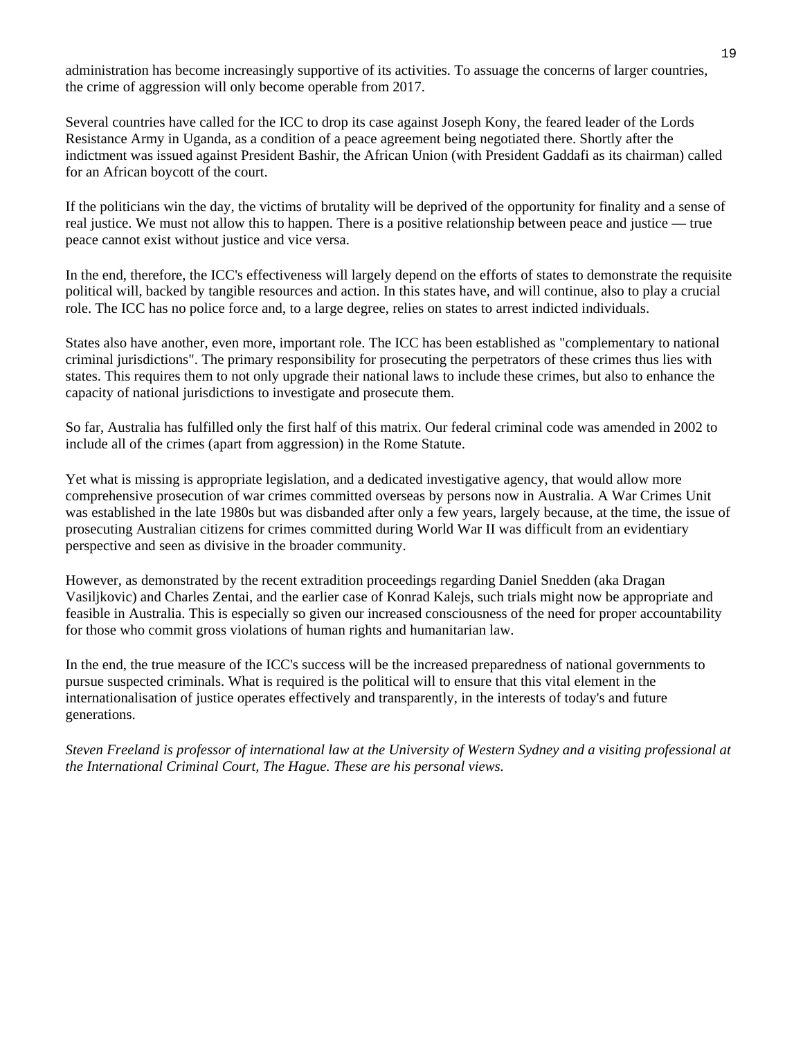administration has become increasingly supportive of its activities. To assuage the concerns of larger countries, the crime of aggression will only become operable from 2017.

Several countries have called for the ICC to drop its case against Joseph Kony, the feared leader of the Lords Resistance Army in Uganda, as a condition of a peace agreement being negotiated there. Shortly after the indictment was issued against President Bashir, the African Union (with President Gaddafi as its chairman) called for an African boycott of the court.

If the politicians win the day, the victims of brutality will be deprived of the opportunity for finality and a sense of real justice. We must not allow this to happen. There is a positive relationship between peace and justice — true peace cannot exist without justice and vice versa.

In the end, therefore, the ICC's effectiveness will largely depend on the efforts of states to demonstrate the requisite political will, backed by tangible resources and action. In this states have, and will continue, also to play a crucial role. The ICC has no police force and, to a large degree, relies on states to arrest indicted individuals.

States also have another, even more, important role. The ICC has been established as "complementary to national criminal jurisdictions". The primary responsibility for prosecuting the perpetrators of these crimes thus lies with states. This requires them to not only upgrade their national laws to include these crimes, but also to enhance the capacity of national jurisdictions to investigate and prosecute them.

So far, Australia has fulfilled only the first half of this matrix. Our federal criminal code was amended in 2002 to include all of the crimes (apart from aggression) in the Rome Statute.

Yet what is missing is appropriate legislation, and a dedicated investigative agency, that would allow more comprehensive prosecution of war crimes committed overseas by persons now in Australia. A War Crimes Unit was established in the late 1980s but was disbanded after only a few years, largely because, at the time, the issue of prosecuting Australian citizens for crimes committed during World War II was difficult from an evidentiary perspective and seen as divisive in the broader community.

However, as demonstrated by the recent extradition proceedings regarding Daniel Snedden (aka Dragan Vasiljkovic) and Charles Zentai, and the earlier case of Konrad Kalejs, such trials might now be appropriate and feasible in Australia. This is especially so given our increased consciousness of the need for proper accountability for those who commit gross violations of human rights and humanitarian law.

In the end, the true measure of the ICC's success will be the increased preparedness of national governments to pursue suspected criminals. What is required is the political will to ensure that this vital element in the internationalisation of justice operates effectively and transparently, in the interests of today's and future generations.

*Steven Freeland is professor of international law at the University of Western Sydney and a visiting professional at the International Criminal Court, The Hague. These are his personal views.*